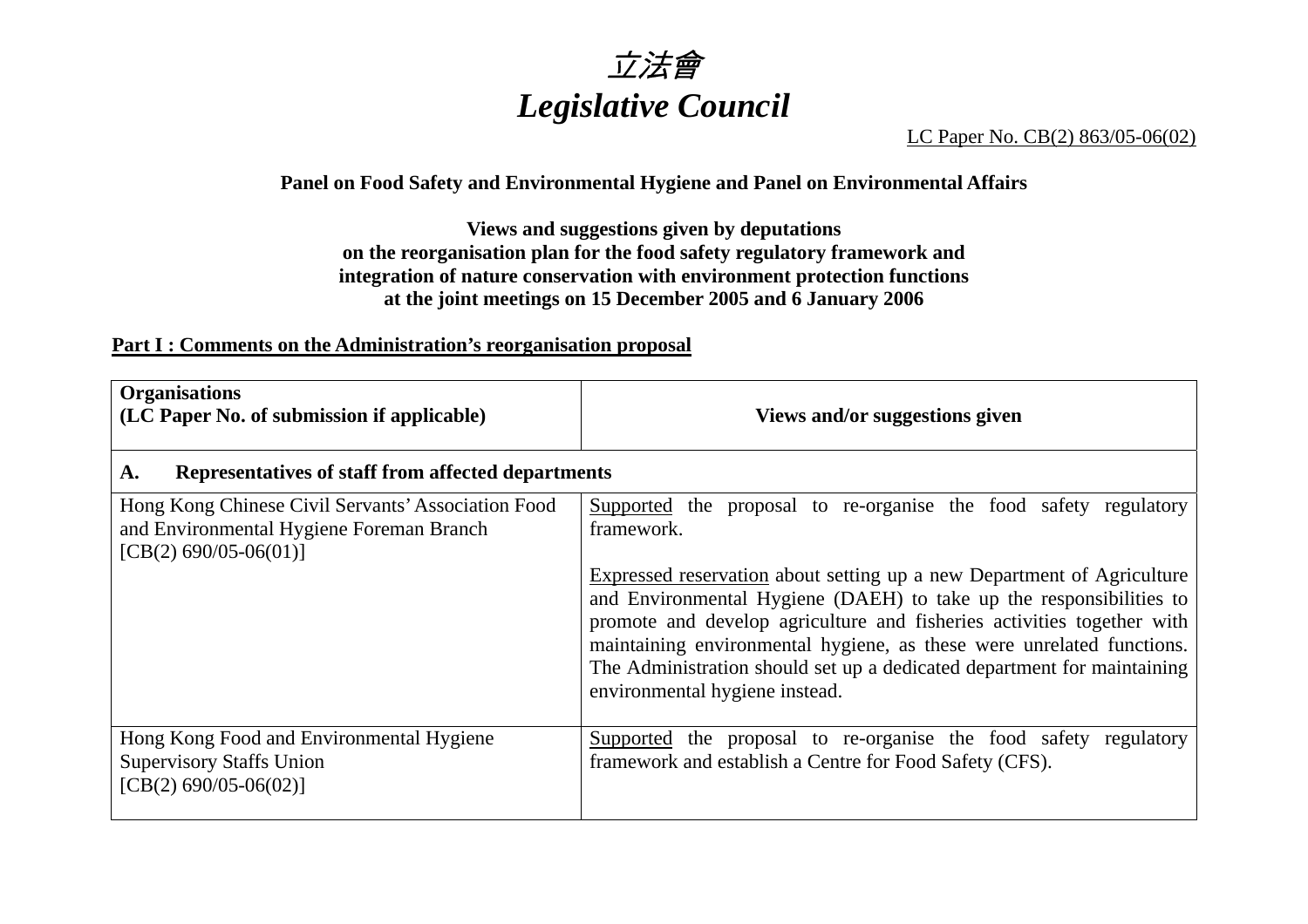# *立法會*
# *Legislative Council*

LC Paper No. CB(2) 863/05-06(02)

**Panel on Food Safety and Environmental Hygiene and Panel on Environmental Affairs**

**Views and suggestions given by deputations on the reorganisation plan for the food safety regulatory framework and integration of nature conservation with environment protection functions at the joint meetings on 15 December 2005 and 6 January 2006**

**Part I : Comments on the Administration's reorganisation proposal**

| **Organisations (LC Paper No. of submission if applicable)** | **Views and/or suggestions given** |
|---|---|
| **A. Representatives of staff from affected departments** | |
| Hong Kong Chinese Civil Servants' Association Food and Environmental Hygiene Foreman Branch [CB(2) 690/05-06(01)] | Supported the proposal to re-organise the food safety regulatory framework.<br><br>Expressed reservation about setting up a new Department of Agriculture and Environmental Hygiene (DAEH) to take up the responsibilities to promote and develop agriculture and fisheries activities together with maintaining environmental hygiene, as these were unrelated functions. The Administration should set up a dedicated department for maintaining environmental hygiene instead. |
| Hong Kong Food and Environmental Hygiene Supervisory Staffs Union [CB(2) 690/05-06(02)] | Supported the proposal to re-organise the food safety regulatory framework and establish a Centre for Food Safety (CFS). |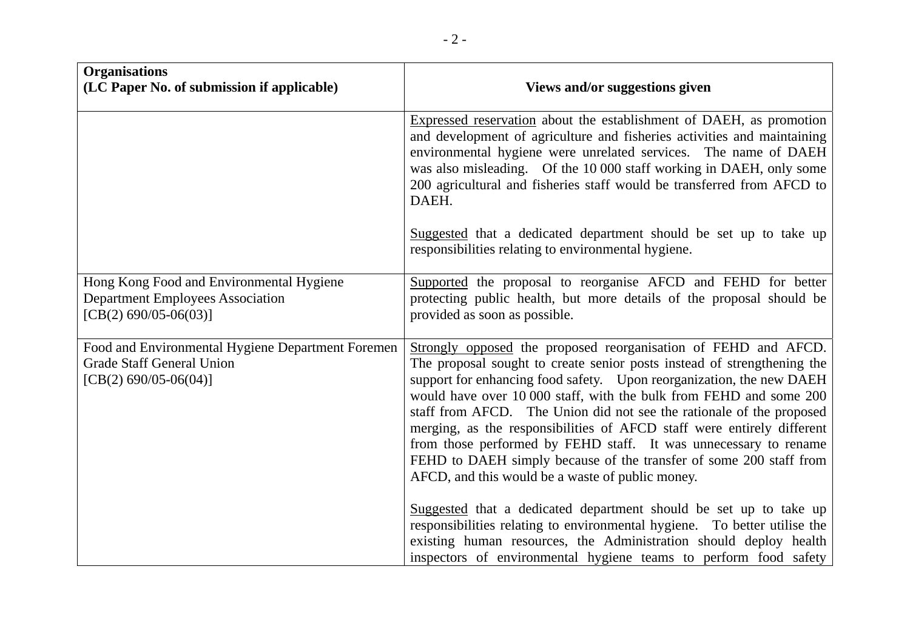| Organisations<br>(LC Paper No. of submission if applicable) | Views and/or suggestions given |
|---|---|
| | Expressed reservation about the establishment of DAEH, as promotion and development of agriculture and fisheries activities and maintaining environmental hygiene were unrelated services. The name of DAEH was also misleading. Of the 10 000 staff working in DAEH, only some 200 agricultural and fisheries staff would be transferred from AFCD to DAEH.<br><br>Suggested that a dedicated department should be set up to take up responsibilities relating to environmental hygiene. |
| Hong Kong Food and Environmental Hygiene Department Employees Association<br>[CB(2) 690/05-06(03)] | Supported the proposal to reorganise AFCD and FEHD for better protecting public health, but more details of the proposal should be provided as soon as possible. |
| Food and Environmental Hygiene Department Foremen Grade Staff General Union<br>[CB(2) 690/05-06(04)] | Strongly opposed the proposed reorganisation of FEHD and AFCD. The proposal sought to create senior posts instead of strengthening the support for enhancing food safety. Upon reorganization, the new DAEH would have over 10 000 staff, with the bulk from FEHD and some 200 staff from AFCD. The Union did not see the rationale of the proposed merging, as the responsibilities of AFCD staff were entirely different from those performed by FEHD staff. It was unnecessary to rename FEHD to DAEH simply because of the transfer of some 200 staff from AFCD, and this would be a waste of public money.<br><br>Suggested that a dedicated department should be set up to take up responsibilities relating to environmental hygiene. To better utilise the existing human resources, the Administration should deploy health inspectors of environmental hygiene teams to perform food safety |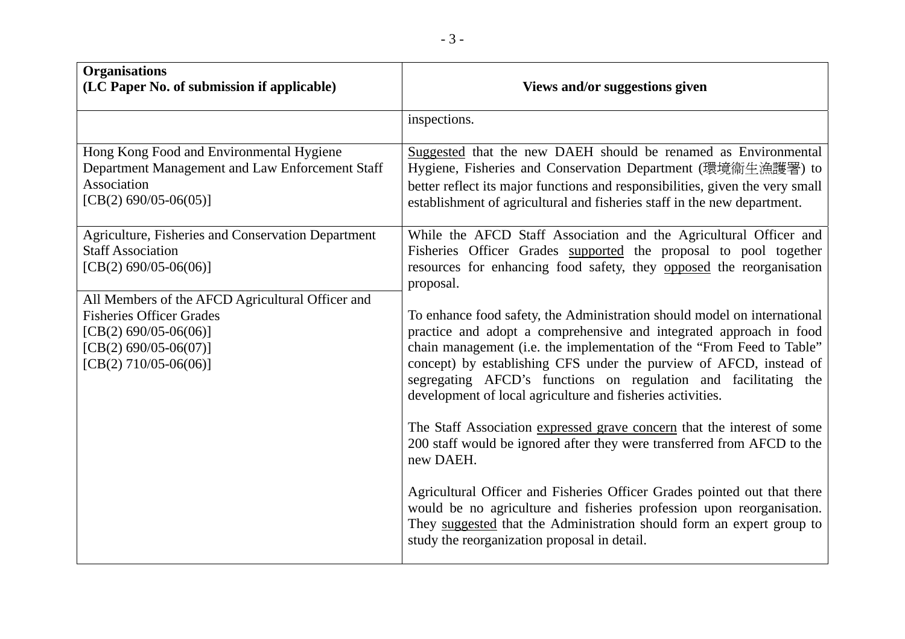| Organisations (LC Paper No. of submission if applicable) | Views and/or suggestions given |
|---|---|
| | inspections. |
| Hong Kong Food and Environmental Hygiene Department Management and Law Enforcement Staff Association [CB(2) 690/05-06(05)] | Suggested that the new DAEH should be renamed as Environmental Hygiene, Fisheries and Conservation Department (環境衞生漁護署) to better reflect its major functions and responsibilities, given the very small establishment of agricultural and fisheries staff in the new department. |
| Agriculture, Fisheries and Conservation Department Staff Association [CB(2) 690/05-06(06)]<br><br>All Members of the AFCD Agricultural Officer and Fisheries Officer Grades [CB(2) 690/05-06(06)] [CB(2) 690/05-06(07)] [CB(2) 710/05-06(06)] | While the AFCD Staff Association and the Agricultural Officer and Fisheries Officer Grades supported the proposal to pool together resources for enhancing food safety, they opposed the reorganisation proposal.<br><br>To enhance food safety, the Administration should model on international practice and adopt a comprehensive and integrated approach in food chain management (i.e. the implementation of the "From Feed to Table" concept) by establishing CFS under the purview of AFCD, instead of segregating AFCD's functions on regulation and facilitating the development of local agriculture and fisheries activities.<br><br>The Staff Association expressed grave concern that the interest of some 200 staff would be ignored after they were transferred from AFCD to the new DAEH.<br><br>Agricultural Officer and Fisheries Officer Grades pointed out that there would be no agriculture and fisheries profession upon reorganisation. They suggested that the Administration should form an expert group to study the reorganization proposal in detail. |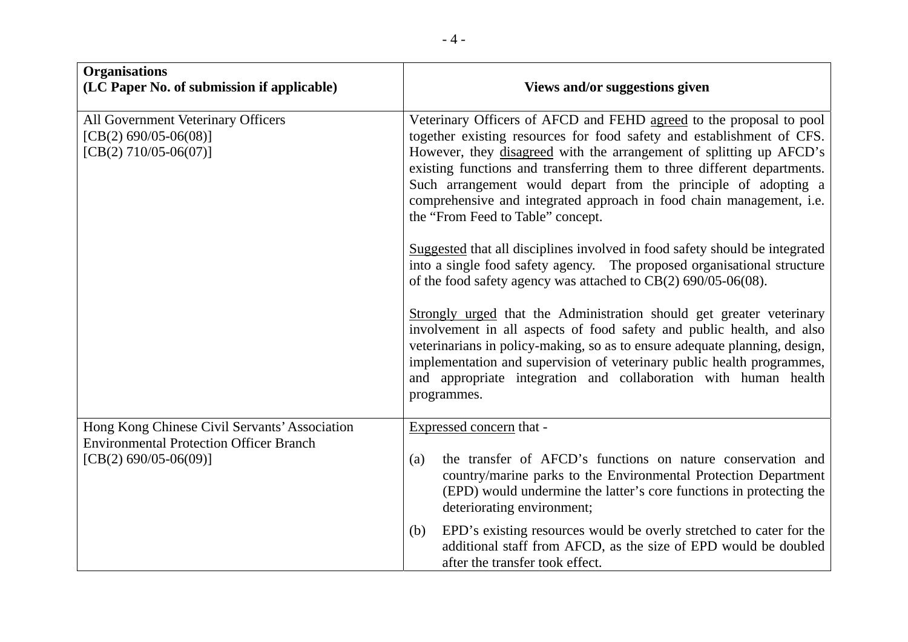| **Organisations (LC Paper No. of submission if applicable)** | **Views and/or suggestions given** |
|---|---|
| All Government Veterinary Officers<br>[CB(2) 690/05-06(08)]<br>[CB(2) 710/05-06(07)] | Veterinary Officers of AFCD and FEHD <u>agreed</u> to the proposal to pool together existing resources for food safety and establishment of CFS. However, they <u>disagreed</u> with the arrangement of splitting up AFCD's existing functions and transferring them to three different departments. Such arrangement would depart from the principle of adopting a comprehensive and integrated approach in food chain management, i.e. the "From Feed to Table" concept.<br><br><u>Suggested</u> that all disciplines involved in food safety should be integrated into a single food safety agency. The proposed organisational structure of the food safety agency was attached to CB(2) 690/05-06(08).<br><br><u>Strongly urged</u> that the Administration should get greater veterinary involvement in all aspects of food safety and public health, and also veterinarians in policy-making, so as to ensure adequate planning, design, implementation and supervision of veterinary public health programmes, and appropriate integration and collaboration with human health programmes. |
| Hong Kong Chinese Civil Servants' Association Environmental Protection Officer Branch<br>[CB(2) 690/05-06(09)] | <u>Expressed concern</u> that -<br><br>(a) the transfer of AFCD's functions on nature conservation and country/marine parks to the Environmental Protection Department (EPD) would undermine the latter's core functions in protecting the deteriorating environment;<br><br>(b) EPD's existing resources would be overly stretched to cater for the additional staff from AFCD, as the size of EPD would be doubled after the transfer took effect. |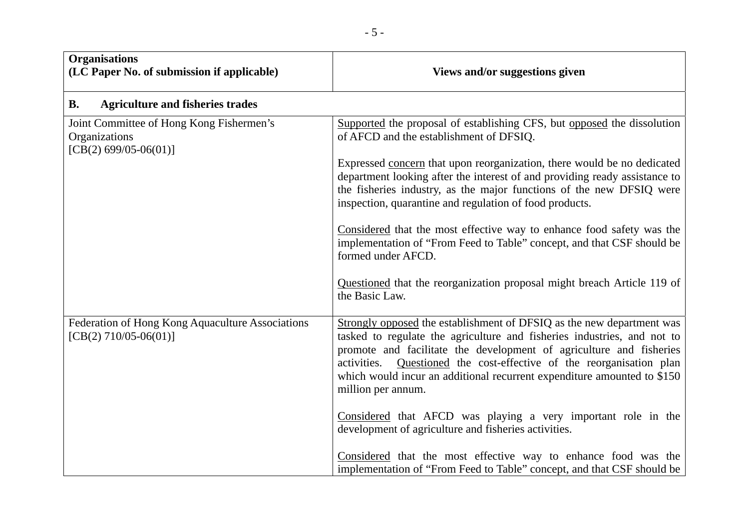| Organisations (LC Paper No. of submission if applicable) | Views and/or suggestions given |
|---|---|
| **B. Agriculture and fisheries trades** | |
| Joint Committee of Hong Kong Fishermen's Organizations [CB(2) 699/05-06(01)] | <u>Supported</u> the proposal of establishing CFS, but <u>opposed</u> the dissolution of AFCD and the establishment of DFSIQ.<br><br>Expressed <u>concern</u> that upon reorganization, there would be no dedicated department looking after the interest of and providing ready assistance to the fisheries industry, as the major functions of the new DFSIQ were inspection, quarantine and regulation of food products.<br><br><u>Considered</u> that the most effective way to enhance food safety was the implementation of "From Feed to Table" concept, and that CSF should be formed under AFCD.<br><br><u>Questioned</u> that the reorganization proposal might breach Article 119 of the Basic Law. |
| Federation of Hong Kong Aquaculture Associations [CB(2) 710/05-06(01)] | <u>Strongly opposed</u> the establishment of DFSIQ as the new department was tasked to regulate the agriculture and fisheries industries, and not to promote and facilitate the development of agriculture and fisheries activities. <u>Questioned</u> the cost-effective of the reorganisation plan which would incur an additional recurrent expenditure amounted to $150 million per annum.<br><br><u>Considered</u> that AFCD was playing a very important role in the development of agriculture and fisheries activities.<br><br><u>Considered</u> that the most effective way to enhance food was the implementation of "From Feed to Table" concept, and that CSF should be |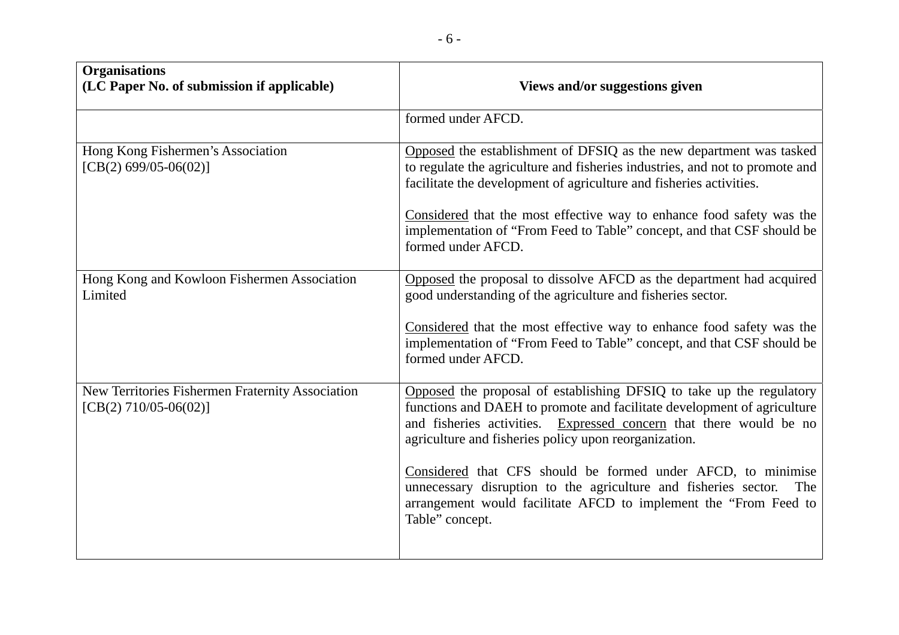| **Organisations (LC Paper No. of submission if applicable)** | **Views and/or suggestions given** |
| --- | --- |
| | formed under AFCD. |
| Hong Kong Fishermen's Association [CB(2) 699/05-06(02)] | <u>Opposed</u> the establishment of DFSIQ as the new department was tasked to regulate the agriculture and fisheries industries, and not to promote and facilitate the development of agriculture and fisheries activities.<br><br><u>Considered</u> that the most effective way to enhance food safety was the implementation of "From Feed to Table" concept, and that CSF should be formed under AFCD. |
| Hong Kong and Kowloon Fishermen Association Limited | <u>Opposed</u> the proposal to dissolve AFCD as the department had acquired good understanding of the agriculture and fisheries sector.<br><br><u>Considered</u> that the most effective way to enhance food safety was the implementation of "From Feed to Table" concept, and that CSF should be formed under AFCD. |
| New Territories Fishermen Fraternity Association [CB(2) 710/05-06(02)] | <u>Opposed</u> the proposal of establishing DFSIQ to take up the regulatory functions and DAEH to promote and facilitate development of agriculture and fisheries activities. <u>Expressed concern</u> that there would be no agriculture and fisheries policy upon reorganization.<br><br><u>Considered</u> that CFS should be formed under AFCD, to minimise unnecessary disruption to the agriculture and fisheries sector. The arrangement would facilitate AFCD to implement the "From Feed to Table" concept. |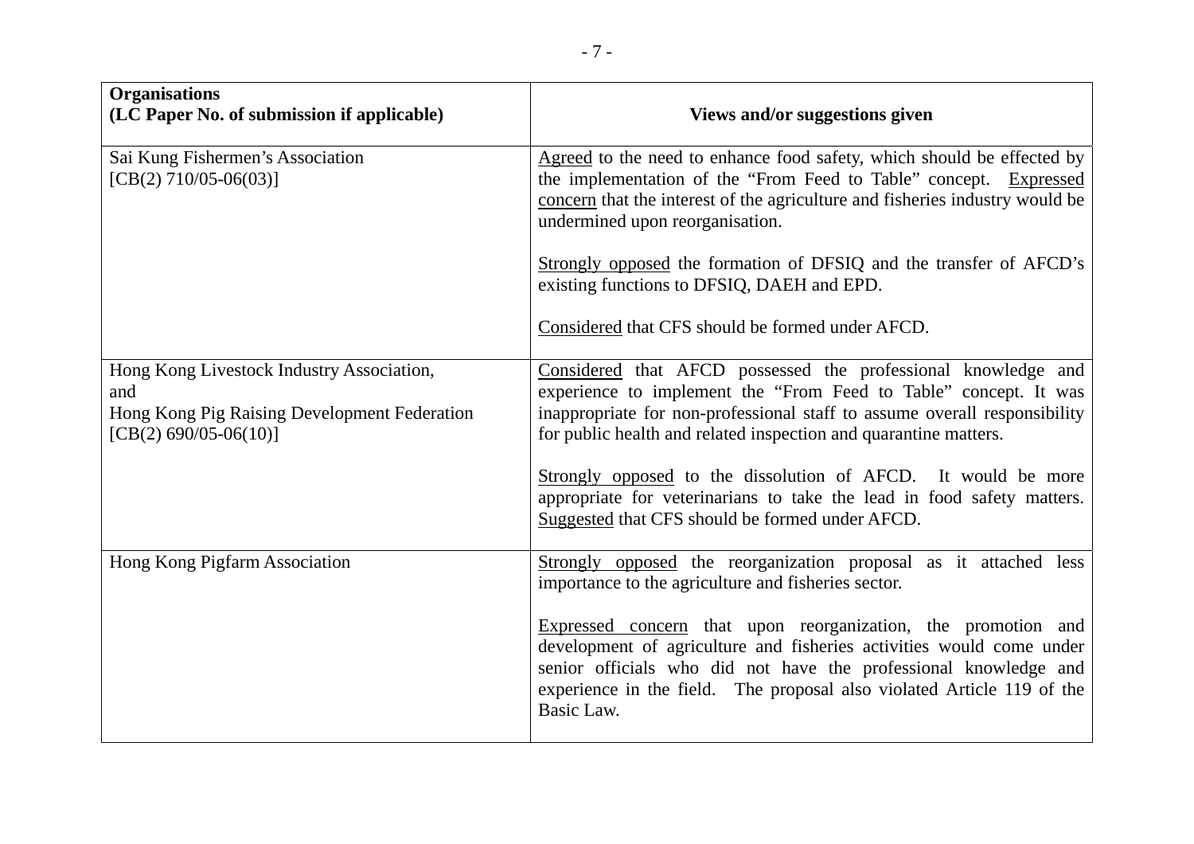| Organisations<br>(LC Paper No. of submission if applicable) | Views and/or suggestions given |
|---|---|
| Sai Kung Fishermen's Association<br>[CB(2) 710/05-06(03)] | Agreed to the need to enhance food safety, which should be effected by the implementation of the "From Feed to Table" concept. Expressed concern that the interest of the agriculture and fisheries industry would be undermined upon reorganisation.<br><br>Strongly opposed the formation of DFSIQ and the transfer of AFCD's existing functions to DFSIQ, DAEH and EPD.<br><br>Considered that CFS should be formed under AFCD. |
| Hong Kong Livestock Industry Association,<br>and<br>Hong Kong Pig Raising Development Federation<br>[CB(2) 690/05-06(10)] | Considered that AFCD possessed the professional knowledge and experience to implement the "From Feed to Table" concept. It was inappropriate for non-professional staff to assume overall responsibility for public health and related inspection and quarantine matters.<br><br>Strongly opposed to the dissolution of AFCD. It would be more appropriate for veterinarians to take the lead in food safety matters. Suggested that CFS should be formed under AFCD. |
| Hong Kong Pigfarm Association | Strongly opposed the reorganization proposal as it attached less importance to the agriculture and fisheries sector.<br><br>Expressed concern that upon reorganization, the promotion and development of agriculture and fisheries activities would come under senior officials who did not have the professional knowledge and experience in the field. The proposal also violated Article 119 of the Basic Law. |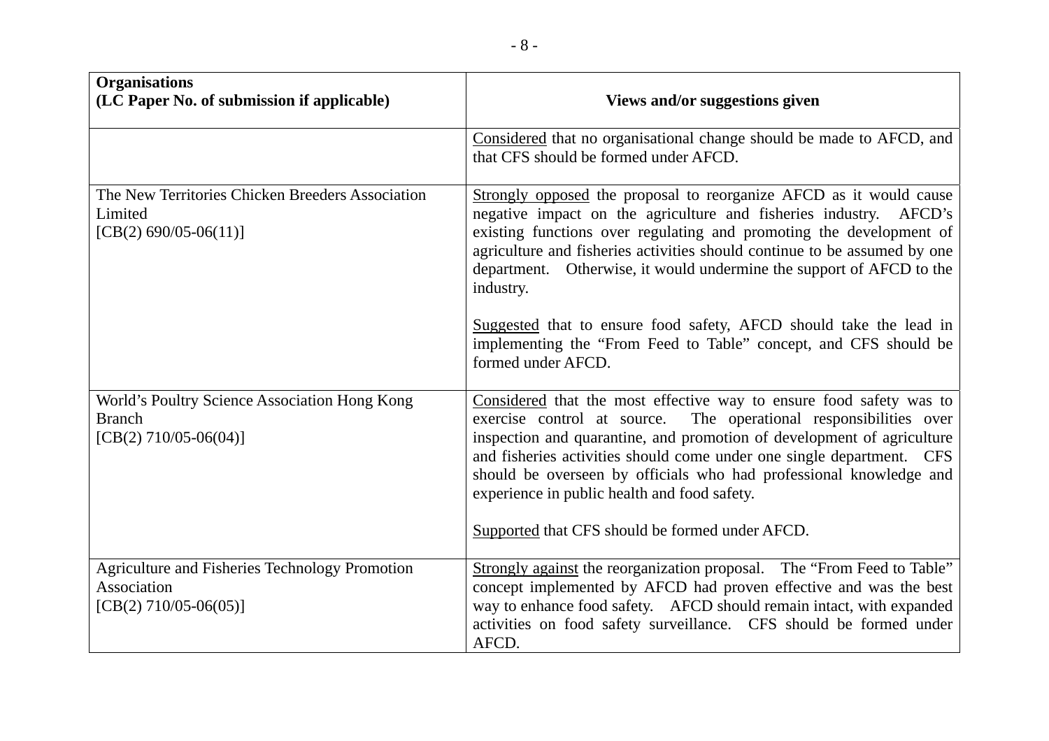| Organisations<br>(LC Paper No. of submission if applicable) | Views and/or suggestions given |
| --- | --- |
| | Considered that no organisational change should be made to AFCD, and that CFS should be formed under AFCD. |
| The New Territories Chicken Breeders Association Limited<br>[CB(2) 690/05-06(11)] | Strongly opposed the proposal to reorganize AFCD as it would cause negative impact on the agriculture and fisheries industry. AFCD's existing functions over regulating and promoting the development of agriculture and fisheries activities should continue to be assumed by one department. Otherwise, it would undermine the support of AFCD to the industry.<br><br>Suggested that to ensure food safety, AFCD should take the lead in implementing the "From Feed to Table" concept, and CFS should be formed under AFCD. |
| World's Poultry Science Association Hong Kong Branch<br>[CB(2) 710/05-06(04)] | Considered that the most effective way to ensure food safety was to exercise control at source. The operational responsibilities over inspection and quarantine, and promotion of development of agriculture and fisheries activities should come under one single department. CFS should be overseen by officials who had professional knowledge and experience in public health and food safety.<br><br>Supported that CFS should be formed under AFCD. |
| Agriculture and Fisheries Technology Promotion Association<br>[CB(2) 710/05-06(05)] | Strongly against the reorganization proposal. The "From Feed to Table" concept implemented by AFCD had proven effective and was the best way to enhance food safety. AFCD should remain intact, with expanded activities on food safety surveillance. CFS should be formed under AFCD. |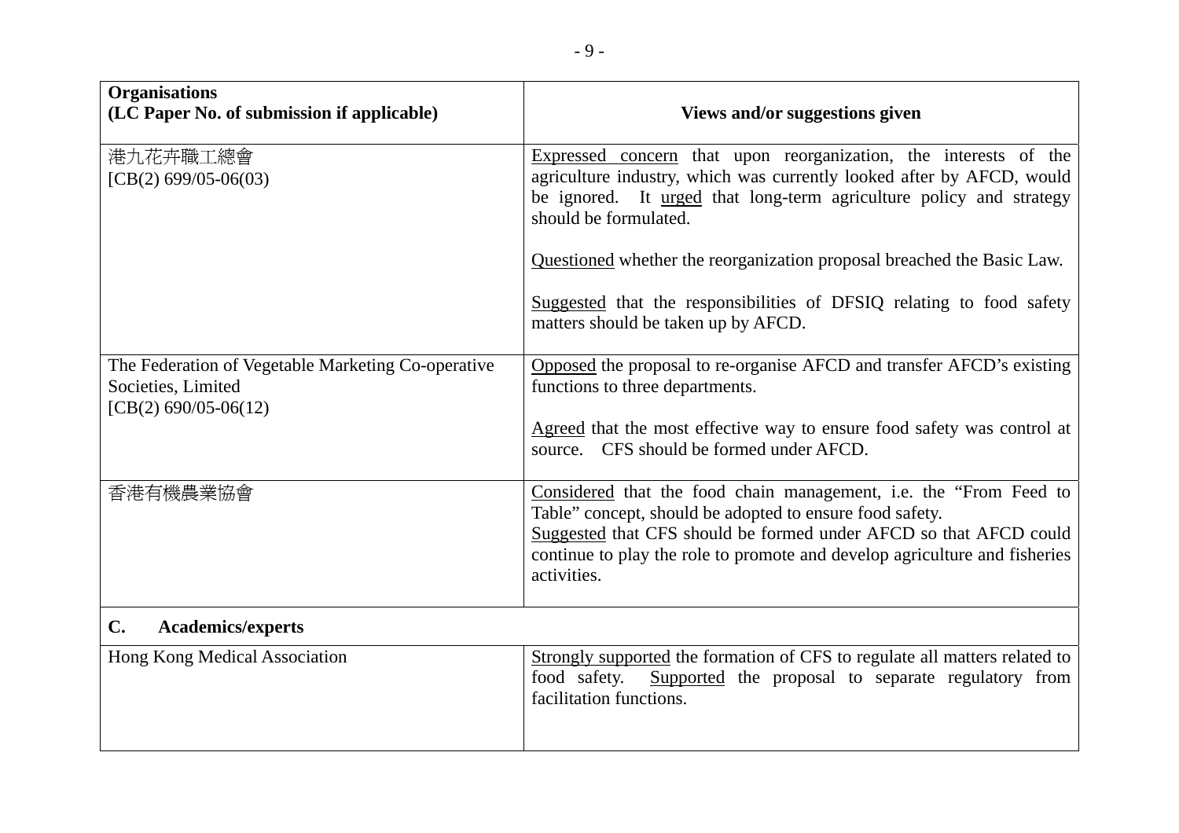| Organisations<br>(LC Paper No. of submission if applicable) | Views and/or suggestions given |
|---|---|
| 港九花卉職工總會<br>[CB(2) 699/05-06(03) | <u>Expressed concern</u> that upon reorganization, the interests of the agriculture industry, which was currently looked after by AFCD, would be ignored. It <u>urged</u> that long-term agriculture policy and strategy should be formulated.<br><br><u>Questioned</u> whether the reorganization proposal breached the Basic Law.<br><br><u>Suggested</u> that the responsibilities of DFSIQ relating to food safety matters should be taken up by AFCD. |
| The Federation of Vegetable Marketing Co-operative Societies, Limited<br>[CB(2) 690/05-06(12) | <u>Opposed</u> the proposal to re-organise AFCD and transfer AFCD's existing functions to three departments.<br><br><u>Agreed</u> that the most effective way to ensure food safety was control at source. CFS should be formed under AFCD. |
| 香港有機農業協會 | <u>Considered</u> that the food chain management, i.e. the "From Feed to Table" concept, should be adopted to ensure food safety.<br><u>Suggested</u> that CFS should be formed under AFCD so that AFCD could continue to play the role to promote and develop agriculture and fisheries activities. |
| **C. Academics/experts** | |
| Hong Kong Medical Association | <u>Strongly supported</u> the formation of CFS to regulate all matters related to food safety. <u>Supported</u> the proposal to separate regulatory from facilitation functions. |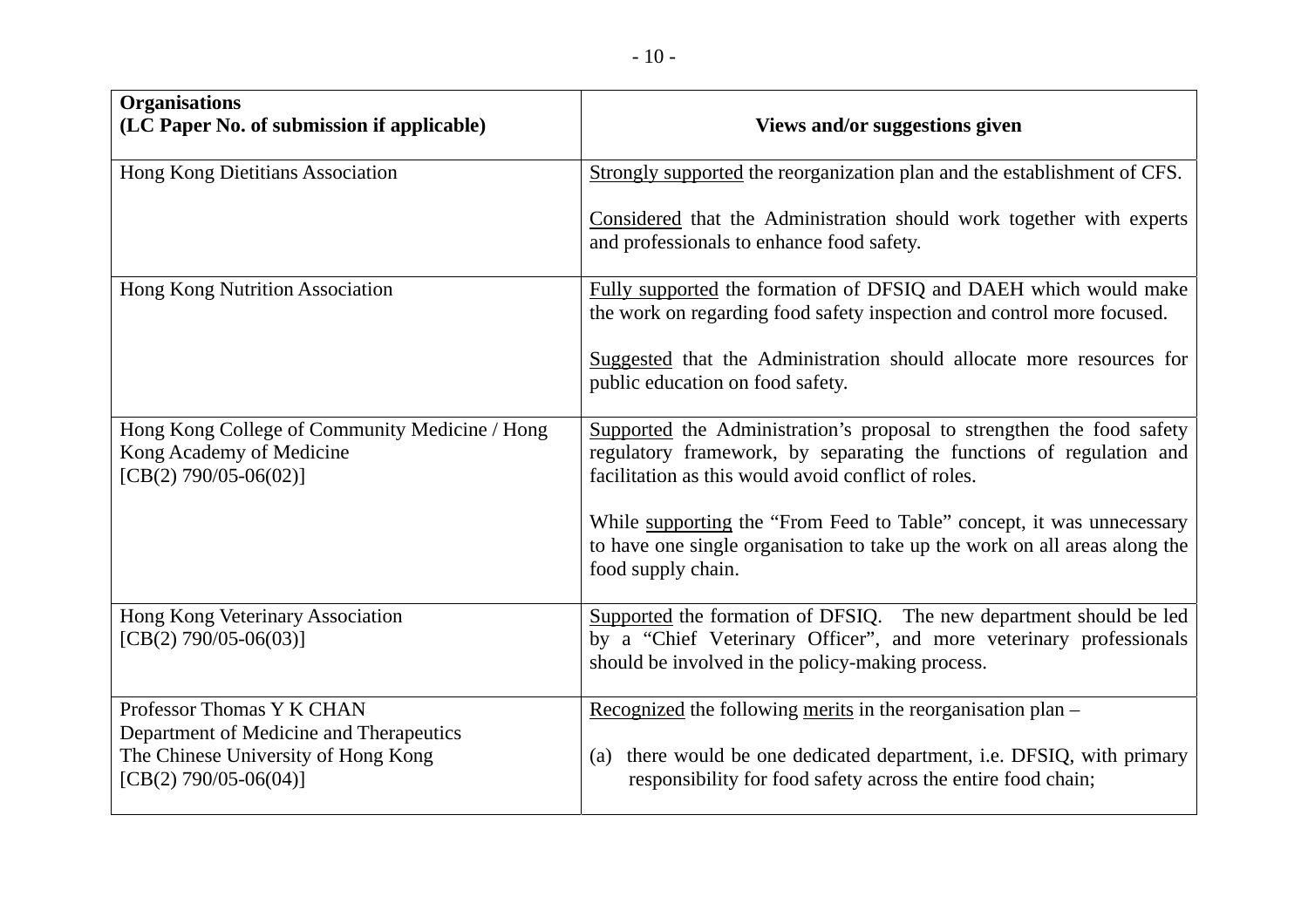| Organisations<br>(LC Paper No. of submission if applicable) | Views and/or suggestions given |
|---|---|
| Hong Kong Dietitians Association | <u>Strongly supported</u> the reorganization plan and the establishment of CFS.<br><br><u>Considered</u> that the Administration should work together with experts and professionals to enhance food safety. |
| Hong Kong Nutrition Association | <u>Fully supported</u> the formation of DFSIQ and DAEH which would make the work on regarding food safety inspection and control more focused.<br><br><u>Suggested</u> that the Administration should allocate more resources for public education on food safety. |
| Hong Kong College of Community Medicine / Hong Kong Academy of Medicine<br>[CB(2) 790/05-06(02)] | <u>Supported</u> the Administration's proposal to strengthen the food safety regulatory framework, by separating the functions of regulation and facilitation as this would avoid conflict of roles.<br><br>While <u>supporting</u> the "From Feed to Table" concept, it was unnecessary to have one single organisation to take up the work on all areas along the food supply chain. |
| Hong Kong Veterinary Association<br>[CB(2) 790/05-06(03)] | <u>Supported</u> the formation of DFSIQ. The new department should be led by a "Chief Veterinary Officer", and more veterinary professionals should be involved in the policy-making process. |
| Professor Thomas Y K CHAN<br>Department of Medicine and Therapeutics<br>The Chinese University of Hong Kong<br>[CB(2) 790/05-06(04)] | <u>Recognized</u> the following <u>merits</u> in the reorganisation plan –<br><br>(a) there would be one dedicated department, i.e. DFSIQ, with primary responsibility for food safety across the entire food chain; |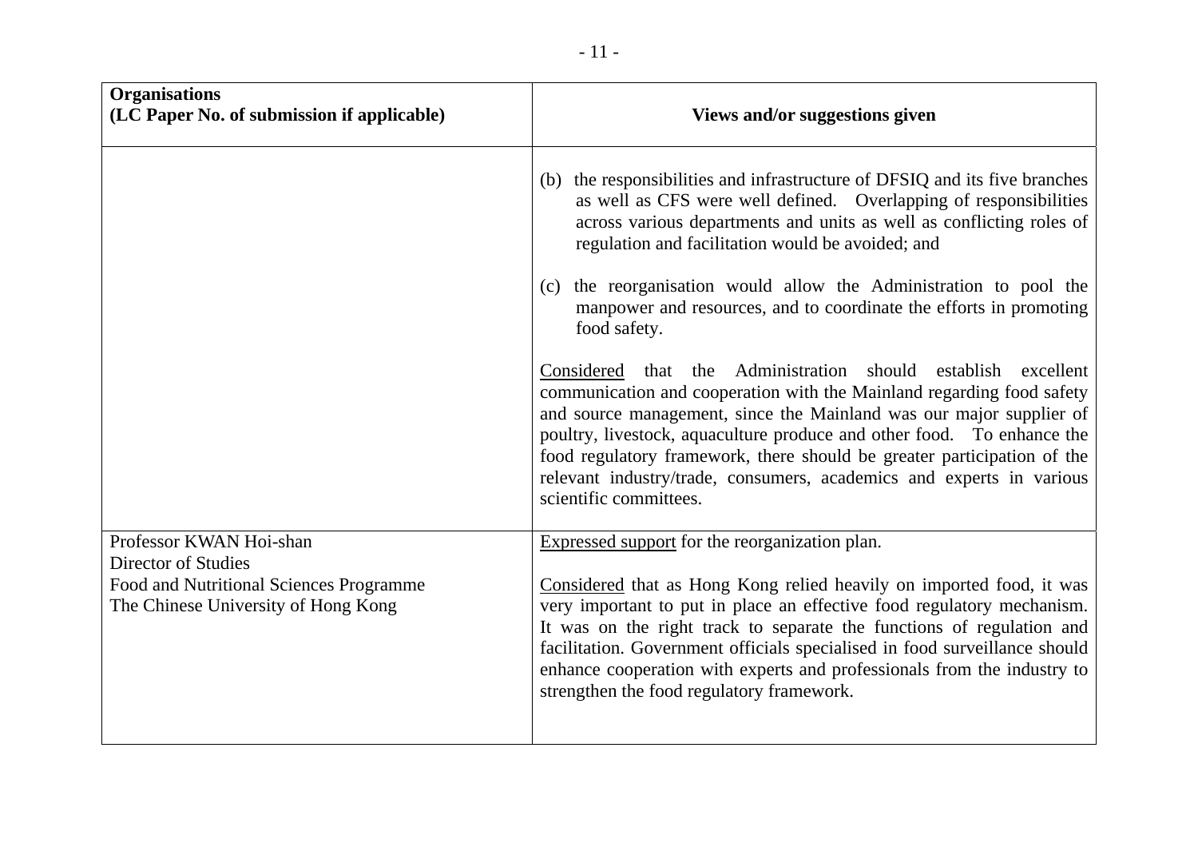| **Organisations**<br>**(LC Paper No. of submission if applicable)** | **Views and/or suggestions given** |
|---|---|
| | (b) the responsibilities and infrastructure of DFSIQ and its five branches as well as CFS were well defined. Overlapping of responsibilities across various departments and units as well as conflicting roles of regulation and facilitation would be avoided; and<br><br>(c) the reorganisation would allow the Administration to pool the manpower and resources, and to coordinate the efforts in promoting food safety.<br><br><u>Considered</u> that the Administration should establish excellent communication and cooperation with the Mainland regarding food safety and source management, since the Mainland was our major supplier of poultry, livestock, aquaculture produce and other food. To enhance the food regulatory framework, there should be greater participation of the relevant industry/trade, consumers, academics and experts in various scientific committees. |
| Professor KWAN Hoi-shan<br>Director of Studies<br>Food and Nutritional Sciences Programme<br>The Chinese University of Hong Kong | <u>Expressed support</u> for the reorganization plan.<br><br><u>Considered</u> that as Hong Kong relied heavily on imported food, it was very important to put in place an effective food regulatory mechanism. It was on the right track to separate the functions of regulation and facilitation. Government officials specialised in food surveillance should enhance cooperation with experts and professionals from the industry to strengthen the food regulatory framework. |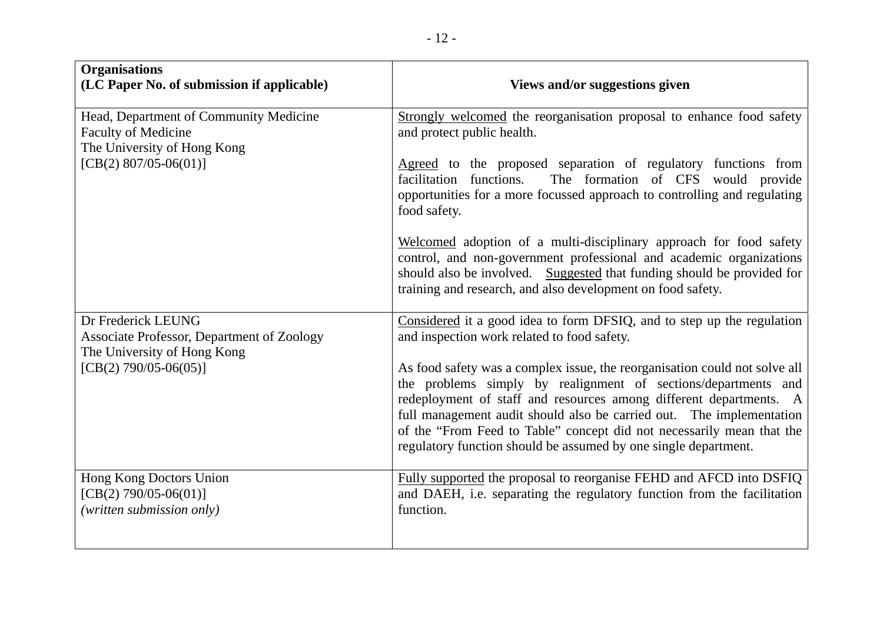| Organisations<br>(LC Paper No. of submission if applicable) | Views and/or suggestions given |
|---|---|
| Head, Department of Community Medicine<br>Faculty of Medicine<br>The University of Hong Kong<br>[CB(2) 807/05-06(01)] | <u>Strongly welcomed</u> the reorganisation proposal to enhance food safety and protect public health.<br><br><u>Agreed</u> to the proposed separation of regulatory functions from facilitation functions. The formation of CFS would provide opportunities for a more focussed approach to controlling and regulating food safety.<br><br><u>Welcomed</u> adoption of a multi-disciplinary approach for food safety control, and non-government professional and academic organizations should also be involved. <u>Suggested</u> that funding should be provided for training and research, and also development on food safety. |
| Dr Frederick LEUNG<br>Associate Professor, Department of Zoology<br>The University of Hong Kong<br>[CB(2) 790/05-06(05)] | <u>Considered</u> it a good idea to form DFSIQ, and to step up the regulation and inspection work related to food safety.<br><br>As food safety was a complex issue, the reorganisation could not solve all the problems simply by realignment of sections/departments and redeployment of staff and resources among different departments. A full management audit should also be carried out. The implementation of the "From Feed to Table" concept did not necessarily mean that the regulatory function should be assumed by one single department. |
| Hong Kong Doctors Union<br>[CB(2) 790/05-06(01)]<br>*(written submission only)* | <u>Fully supported</u> the proposal to reorganise FEHD and AFCD into DSFIQ and DAEH, i.e. separating the regulatory function from the facilitation function. |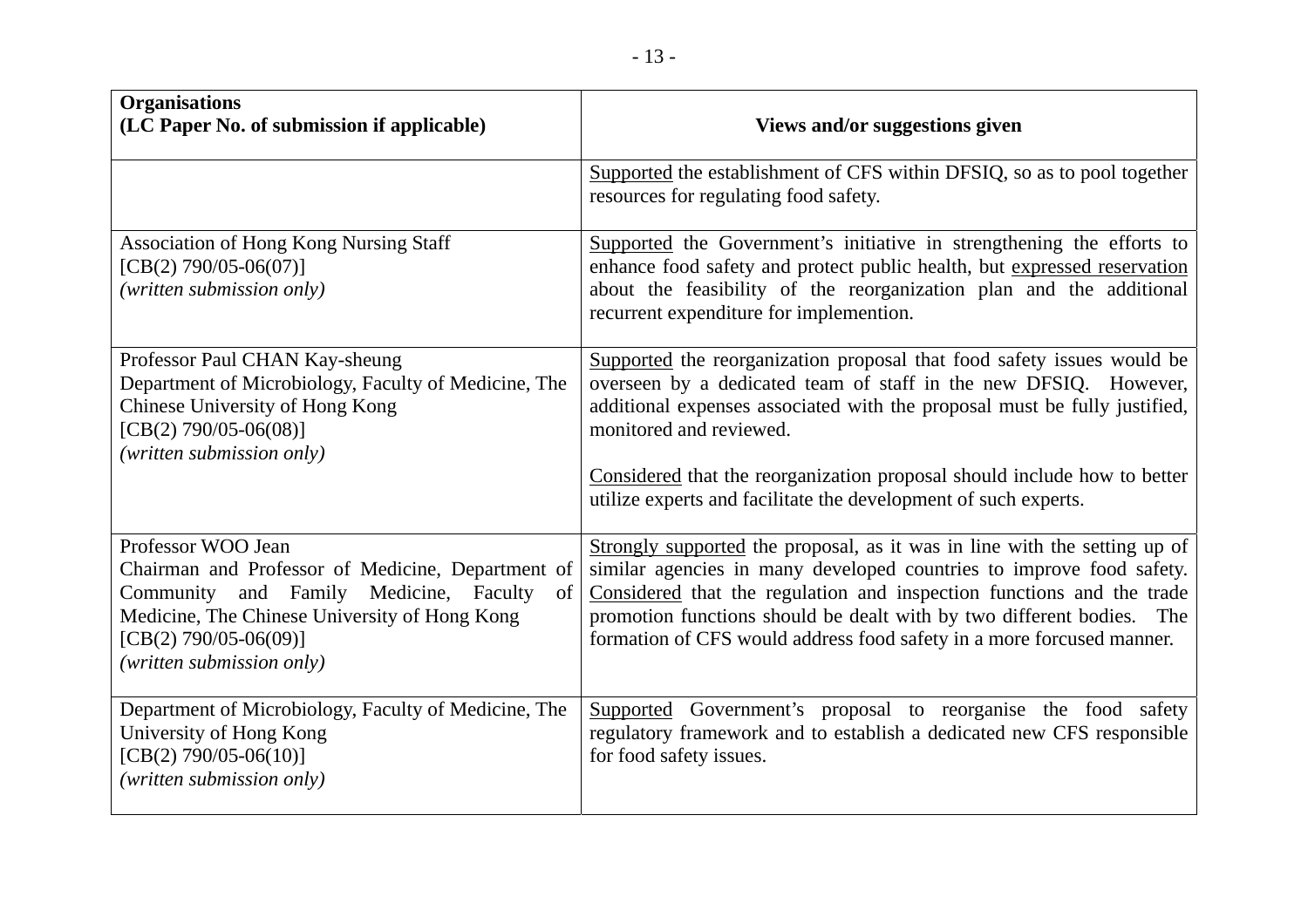| **Organisations (LC Paper No. of submission if applicable)** | **Views and/or suggestions given** |
|---|---|
| | Supported the establishment of CFS within DFSIQ, so as to pool together resources for regulating food safety. |
| Association of Hong Kong Nursing Staff<br>[CB(2) 790/05-06(07)]<br>*(written submission only)* | Supported the Government's initiative in strengthening the efforts to enhance food safety and protect public health, but expressed reservation about the feasibility of the reorganization plan and the additional recurrent expenditure for implemention. |
| Professor Paul CHAN Kay-sheung<br>Department of Microbiology, Faculty of Medicine, The Chinese University of Hong Kong<br>[CB(2) 790/05-06(08)]<br>*(written submission only)* | Supported the reorganization proposal that food safety issues would be overseen by a dedicated team of staff in the new DFSIQ. However, additional expenses associated with the proposal must be fully justified, monitored and reviewed.<br><br>Considered that the reorganization proposal should include how to better utilize experts and facilitate the development of such experts. |
| Professor WOO Jean<br>Chairman and Professor of Medicine, Department of Community and Family Medicine, Faculty of Medicine, The Chinese University of Hong Kong<br>[CB(2) 790/05-06(09)]<br>*(written submission only)* | Strongly supported the proposal, as it was in line with the setting up of similar agencies in many developed countries to improve food safety. Considered that the regulation and inspection functions and the trade promotion functions should be dealt with by two different bodies. The formation of CFS would address food safety in a more forcused manner. |
| Department of Microbiology, Faculty of Medicine, The University of Hong Kong<br>[CB(2) 790/05-06(10)]<br>*(written submission only)* | Supported Government's proposal to reorganise the food safety regulatory framework and to establish a dedicated new CFS responsible for food safety issues. |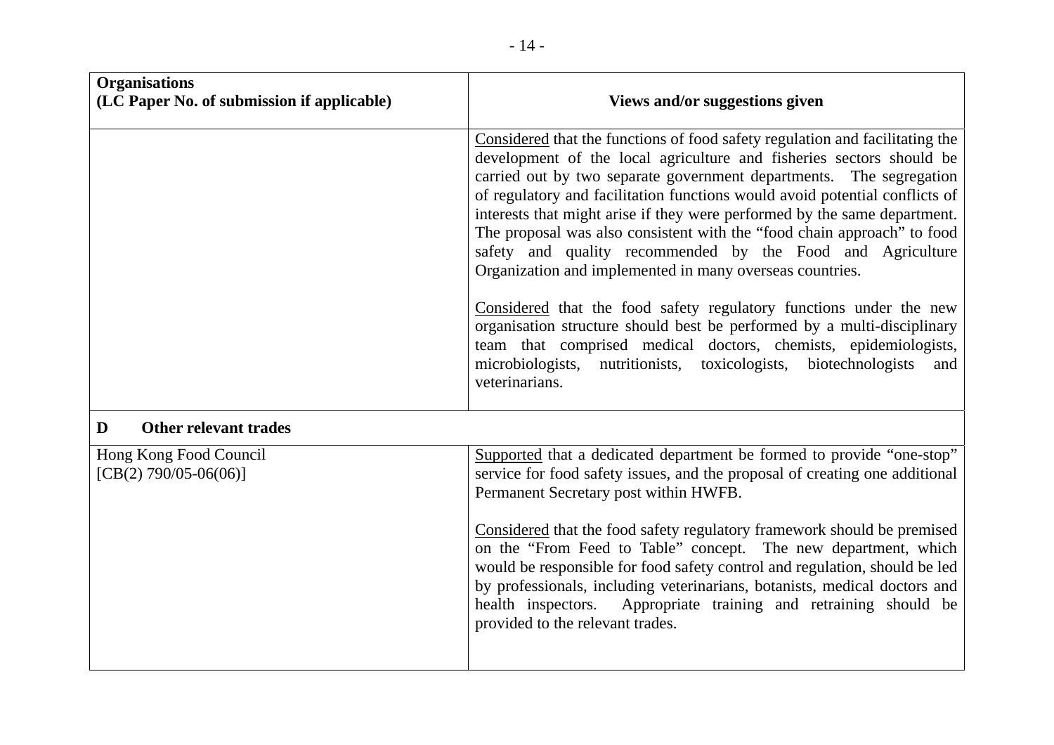| Organisations<br>(LC Paper No. of submission if applicable) | Views and/or suggestions given |
|---|---|
| | <u>Considered</u> that the functions of food safety regulation and facilitating the development of the local agriculture and fisheries sectors should be carried out by two separate government departments. The segregation of regulatory and facilitation functions would avoid potential conflicts of interests that might arise if they were performed by the same department. The proposal was also consistent with the "food chain approach" to food safety and quality recommended by the Food and Agriculture Organization and implemented in many overseas countries.<br><br><u>Considered</u> that the food safety regulatory functions under the new organisation structure should best be performed by a multi-disciplinary team that comprised medical doctors, chemists, epidemiologists, microbiologists, nutritionists, toxicologists, biotechnologists and veterinarians. |
| **D Other relevant trades** | |
| Hong Kong Food Council<br>[CB(2) 790/05-06(06)] | <u>Supported</u> that a dedicated department be formed to provide "one-stop" service for food safety issues, and the proposal of creating one additional Permanent Secretary post within HWFB.<br><br><u>Considered</u> that the food safety regulatory framework should be premised on the "From Feed to Table" concept. The new department, which would be responsible for food safety control and regulation, should be led by professionals, including veterinarians, botanists, medical doctors and health inspectors. Appropriate training and retraining should be provided to the relevant trades. |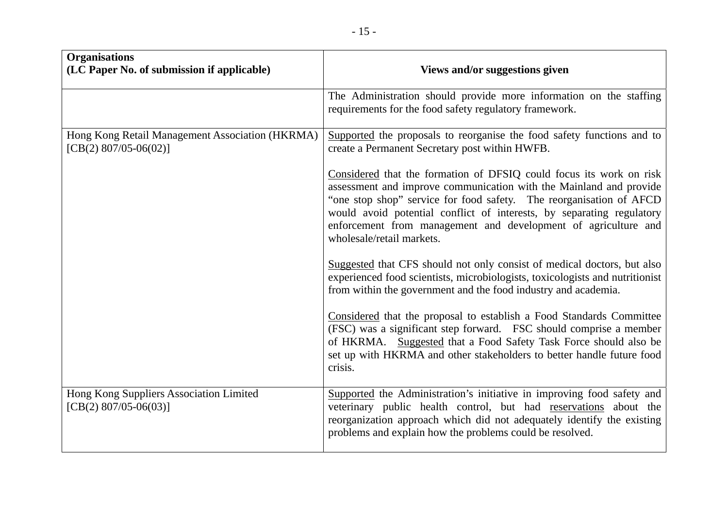| Organisations<br>(LC Paper No. of submission if applicable) | Views and/or suggestions given |
|---|---|
| | The Administration should provide more information on the staffing requirements for the food safety regulatory framework. |
| Hong Kong Retail Management Association (HKRMA)<br>[CB(2) 807/05-06(02)] | Supported the proposals to reorganise the food safety functions and to create a Permanent Secretary post within HWFB.<br><br>Considered that the formation of DFSIQ could focus its work on risk assessment and improve communication with the Mainland and provide "one stop shop" service for food safety. The reorganisation of AFCD would avoid potential conflict of interests, by separating regulatory enforcement from management and development of agriculture and wholesale/retail markets.<br><br>Suggested that CFS should not only consist of medical doctors, but also experienced food scientists, microbiologists, toxicologists and nutritionist from within the government and the food industry and academia.<br><br>Considered that the proposal to establish a Food Standards Committee (FSC) was a significant step forward. FSC should comprise a member of HKRMA. Suggested that a Food Safety Task Force should also be set up with HKRMA and other stakeholders to better handle future food crisis. |
| Hong Kong Suppliers Association Limited<br>[CB(2) 807/05-06(03)] | Supported the Administration's initiative in improving food safety and veterinary public health control, but had reservations about the reorganization approach which did not adequately identify the existing problems and explain how the problems could be resolved. |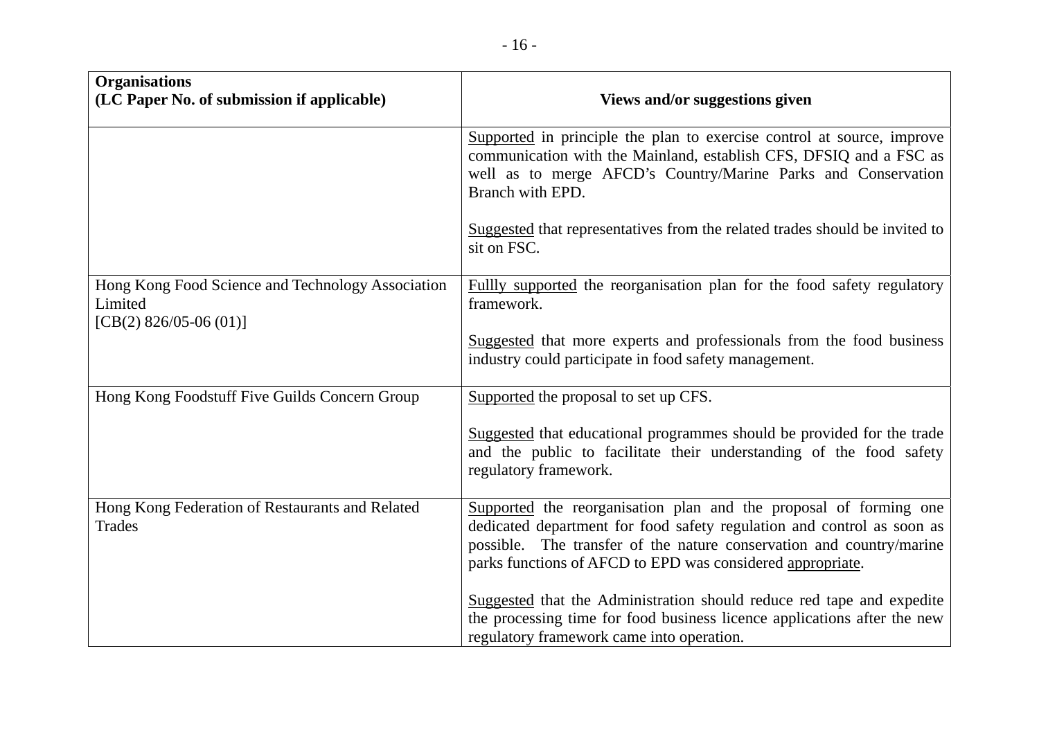| Organisations (LC Paper No. of submission if applicable) | Views and/or suggestions given |
|---|---|
| | Supported in principle the plan to exercise control at source, improve communication with the Mainland, establish CFS, DFSIQ and a FSC as well as to merge AFCD's Country/Marine Parks and Conservation Branch with EPD.<br><br>Suggested that representatives from the related trades should be invited to sit on FSC. |
| Hong Kong Food Science and Technology Association Limited [CB(2) 826/05-06 (01)] | Fullly supported the reorganisation plan for the food safety regulatory framework.<br><br>Suggested that more experts and professionals from the food business industry could participate in food safety management. |
| Hong Kong Foodstuff Five Guilds Concern Group | Supported the proposal to set up CFS.<br><br>Suggested that educational programmes should be provided for the trade and the public to facilitate their understanding of the food safety regulatory framework. |
| Hong Kong Federation of Restaurants and Related Trades | Supported the reorganisation plan and the proposal of forming one dedicated department for food safety regulation and control as soon as possible. The transfer of the nature conservation and country/marine parks functions of AFCD to EPD was considered appropriate.<br><br>Suggested that the Administration should reduce red tape and expedite the processing time for food business licence applications after the new regulatory framework came into operation. |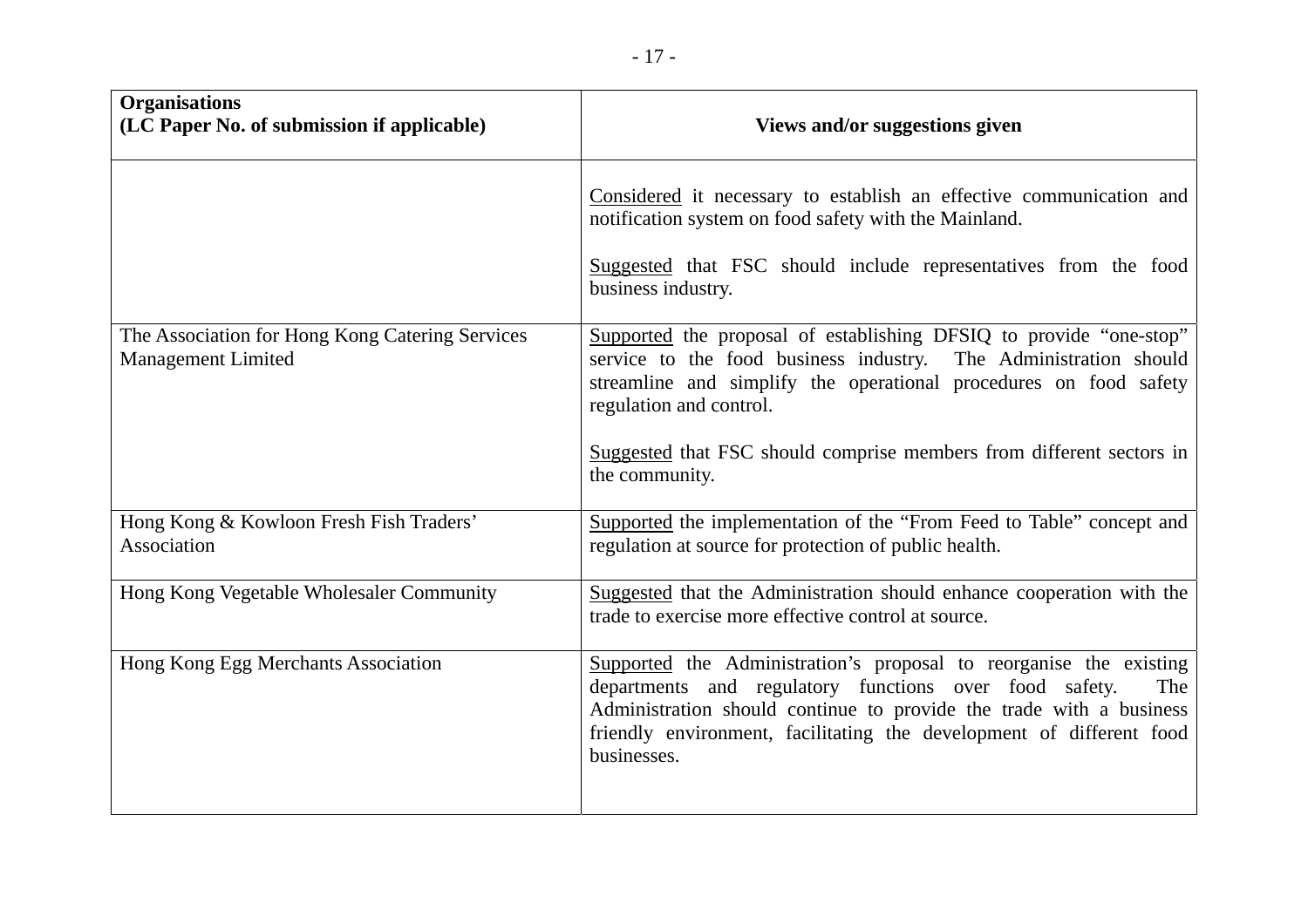| Organisations<br>(LC Paper No. of submission if applicable) | Views and/or suggestions given |
|---|---|
| | Considered it necessary to establish an effective communication and notification system on food safety with the Mainland.<br><br>Suggested that FSC should include representatives from the food business industry. |
| The Association for Hong Kong Catering Services Management Limited | Supported the proposal of establishing DFSIQ to provide "one-stop" service to the food business industry. The Administration should streamline and simplify the operational procedures on food safety regulation and control.<br><br>Suggested that FSC should comprise members from different sectors in the community. |
| Hong Kong & Kowloon Fresh Fish Traders' Association | Supported the implementation of the "From Feed to Table" concept and regulation at source for protection of public health. |
| Hong Kong Vegetable Wholesaler Community | Suggested that the Administration should enhance cooperation with the trade to exercise more effective control at source. |
| Hong Kong Egg Merchants Association | Supported the Administration's proposal to reorganise the existing departments and regulatory functions over food safety. The Administration should continue to provide the trade with a business friendly environment, facilitating the development of different food businesses. |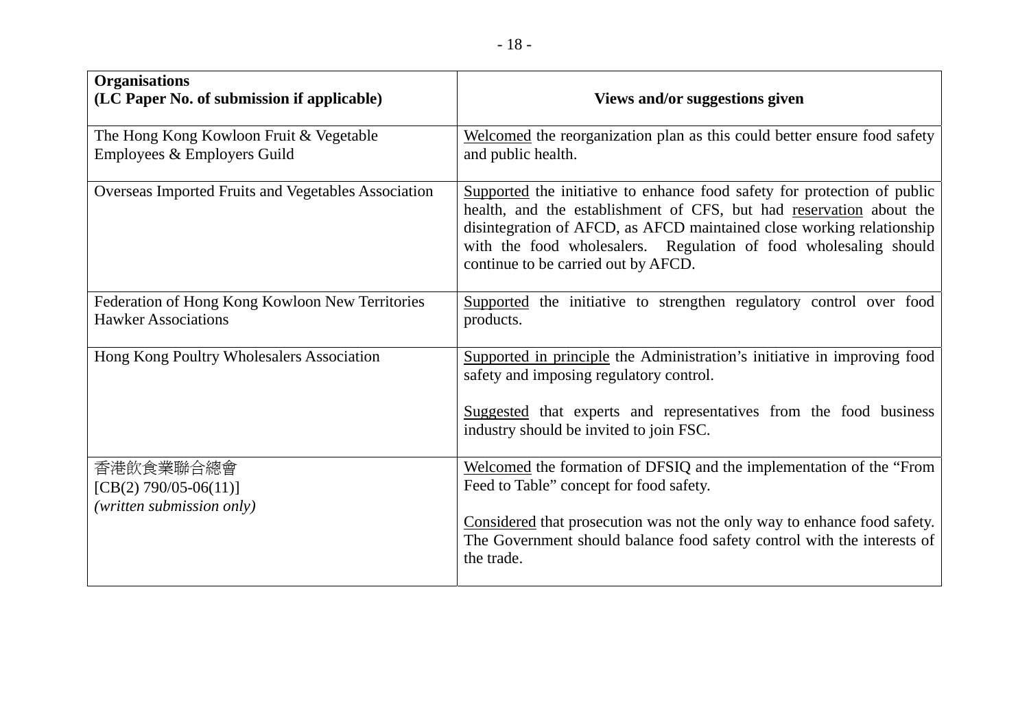| Organisations (LC Paper No. of submission if applicable) | Views and/or suggestions given |
|---|---|
| The Hong Kong Kowloon Fruit & Vegetable Employees & Employers Guild | Welcomed the reorganization plan as this could better ensure food safety and public health. |
| Overseas Imported Fruits and Vegetables Association | Supported the initiative to enhance food safety for protection of public health, and the establishment of CFS, but had reservation about the disintegration of AFCD, as AFCD maintained close working relationship with the food wholesalers. Regulation of food wholesaling should continue to be carried out by AFCD. |
| Federation of Hong Kong Kowloon New Territories Hawker Associations | Supported the initiative to strengthen regulatory control over food products. |
| Hong Kong Poultry Wholesalers Association | Supported in principle the Administration's initiative in improving food safety and imposing regulatory control.<br><br>Suggested that experts and representatives from the food business industry should be invited to join FSC. |
| 香港飲食業聯合總會<br>[CB(2) 790/05-06(11)]<br>*(written submission only)* | Welcomed the formation of DFSIQ and the implementation of the "From Feed to Table" concept for food safety.<br><br>Considered that prosecution was not the only way to enhance food safety. The Government should balance food safety control with the interests of the trade. |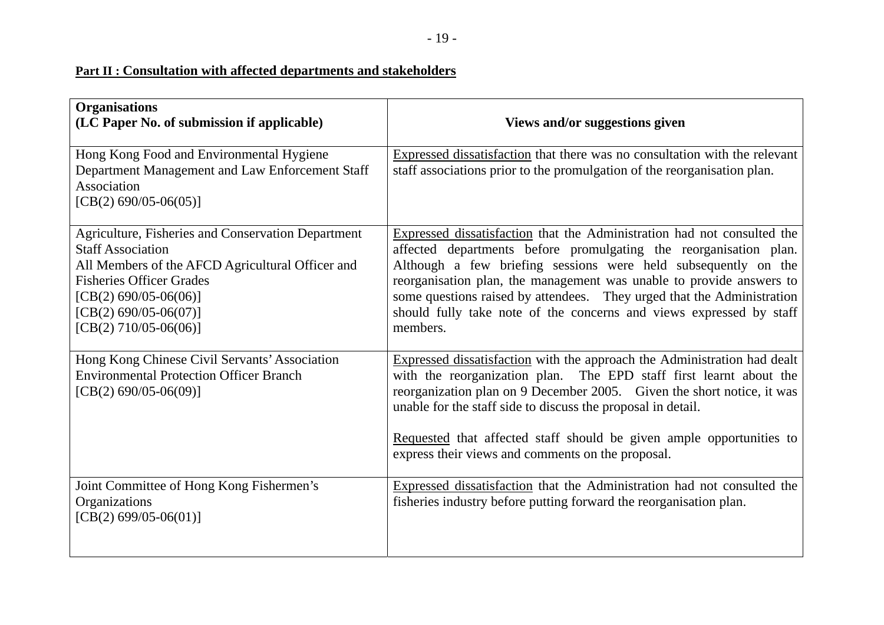**Part II : Consultation with affected departments and stakeholders**

| Organisations<br>(LC Paper No. of submission if applicable) | Views and/or suggestions given |
|---|---|
| Hong Kong Food and Environmental Hygiene Department Management and Law Enforcement Staff Association<br>[CB(2) 690/05-06(05)] | <u>Expressed dissatisfaction</u> that there was no consultation with the relevant staff associations prior to the promulgation of the reorganisation plan. |
| Agriculture, Fisheries and Conservation Department Staff Association<br>All Members of the AFCD Agricultural Officer and Fisheries Officer Grades<br>[CB(2) 690/05-06(06)]<br>[CB(2) 690/05-06(07)]<br>[CB(2) 710/05-06(06)] | <u>Expressed dissatisfaction</u> that the Administration had not consulted the affected departments before promulgating the reorganisation plan. Although a few briefing sessions were held subsequently on the reorganisation plan, the management was unable to provide answers to some questions raised by attendees. They urged that the Administration should fully take note of the concerns and views expressed by staff members. |
| Hong Kong Chinese Civil Servants' Association Environmental Protection Officer Branch<br>[CB(2) 690/05-06(09)] | <u>Expressed dissatisfaction</u> with the approach the Administration had dealt with the reorganization plan. The EPD staff first learnt about the reorganization plan on 9 December 2005. Given the short notice, it was unable for the staff side to discuss the proposal in detail.<br><br><u>Requested</u> that affected staff should be given ample opportunities to express their views and comments on the proposal. |
| Joint Committee of Hong Kong Fishermen's Organizations<br>[CB(2) 699/05-06(01)] | <u>Expressed dissatisfaction</u> that the Administration had not consulted the fisheries industry before putting forward the reorganisation plan. |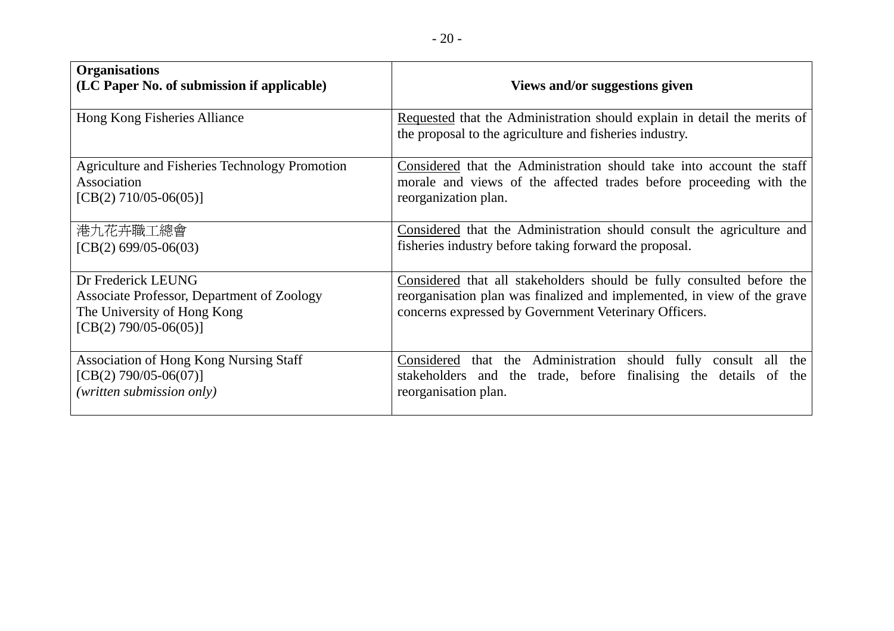| Organisations<br>(LC Paper No. of submission if applicable) | Views and/or suggestions given |
|---|---|
| Hong Kong Fisheries Alliance | Requested that the Administration should explain in detail the merits of the proposal to the agriculture and fisheries industry. |
| Agriculture and Fisheries Technology Promotion Association<br>[CB(2) 710/05-06(05)] | Considered that the Administration should take into account the staff morale and views of the affected trades before proceeding with the reorganization plan. |
| 港九花卉職工總會<br>[CB(2) 699/05-06(03) | Considered that the Administration should consult the agriculture and fisheries industry before taking forward the proposal. |
| Dr Frederick LEUNG<br>Associate Professor, Department of Zoology<br>The University of Hong Kong<br>[CB(2) 790/05-06(05)] | Considered that all stakeholders should be fully consulted before the reorganisation plan was finalized and implemented, in view of the grave concerns expressed by Government Veterinary Officers. |
| Association of Hong Kong Nursing Staff<br>[CB(2) 790/05-06(07)]<br>*(written submission only)* | Considered that the Administration should fully consult all the stakeholders and the trade, before finalising the details of the reorganisation plan. |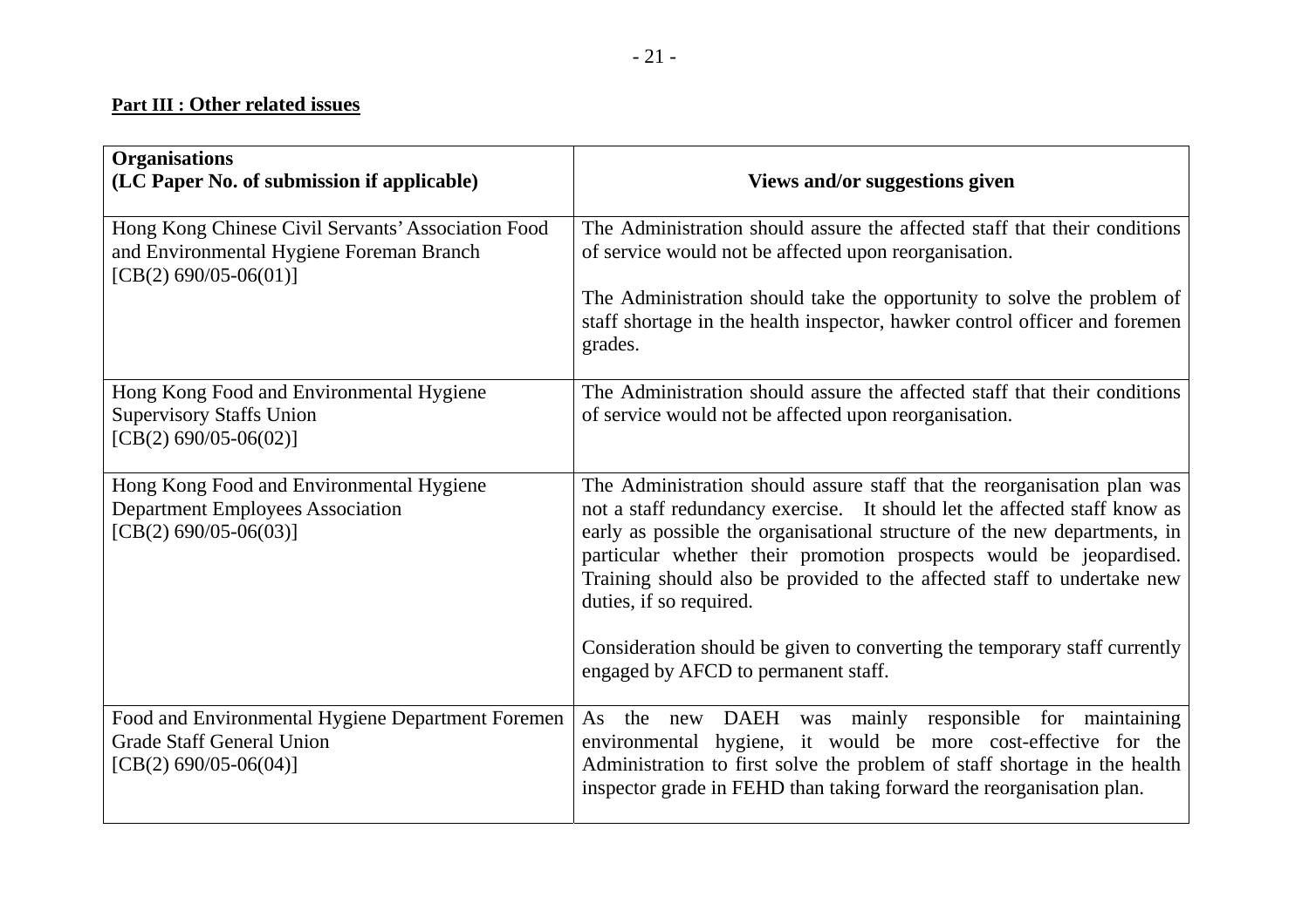**Part III : Other related issues**

| Organisations<br>(LC Paper No. of submission if applicable) | Views and/or suggestions given |
|---|---|
| Hong Kong Chinese Civil Servants' Association Food and Environmental Hygiene Foreman Branch<br>[CB(2) 690/05-06(01)] | The Administration should assure the affected staff that their conditions of service would not be affected upon reorganisation.<br><br>The Administration should take the opportunity to solve the problem of staff shortage in the health inspector, hawker control officer and foremen grades. |
| Hong Kong Food and Environmental Hygiene Supervisory Staffs Union<br>[CB(2) 690/05-06(02)] | The Administration should assure the affected staff that their conditions of service would not be affected upon reorganisation. |
| Hong Kong Food and Environmental Hygiene Department Employees Association<br>[CB(2) 690/05-06(03)] | The Administration should assure staff that the reorganisation plan was not a staff redundancy exercise. It should let the affected staff know as early as possible the organisational structure of the new departments, in particular whether their promotion prospects would be jeopardised. Training should also be provided to the affected staff to undertake new duties, if so required.<br><br>Consideration should be given to converting the temporary staff currently engaged by AFCD to permanent staff. |
| Food and Environmental Hygiene Department Foremen Grade Staff General Union<br>[CB(2) 690/05-06(04)] | As the new DAEH was mainly responsible for maintaining environmental hygiene, it would be more cost-effective for the Administration to first solve the problem of staff shortage in the health inspector grade in FEHD than taking forward the reorganisation plan. |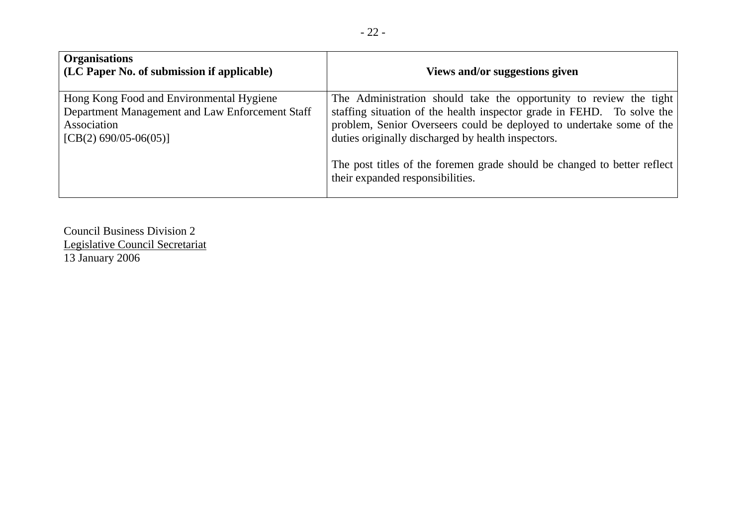| **Organisations (LC Paper No. of submission if applicable)** | **Views and/or suggestions given** |
| --- | --- |
| Hong Kong Food and Environmental Hygiene Department Management and Law Enforcement Staff Association [CB(2) 690/05-06(05)] | The Administration should take the opportunity to review the tight staffing situation of the health inspector grade in FEHD. To solve the problem, Senior Overseers could be deployed to undertake some of the duties originally discharged by health inspectors.<br><br>The post titles of the foremen grade should be changed to better reflect their expanded responsibilities. |

Council Business Division 2
Legislative Council Secretariat
13 January 2006